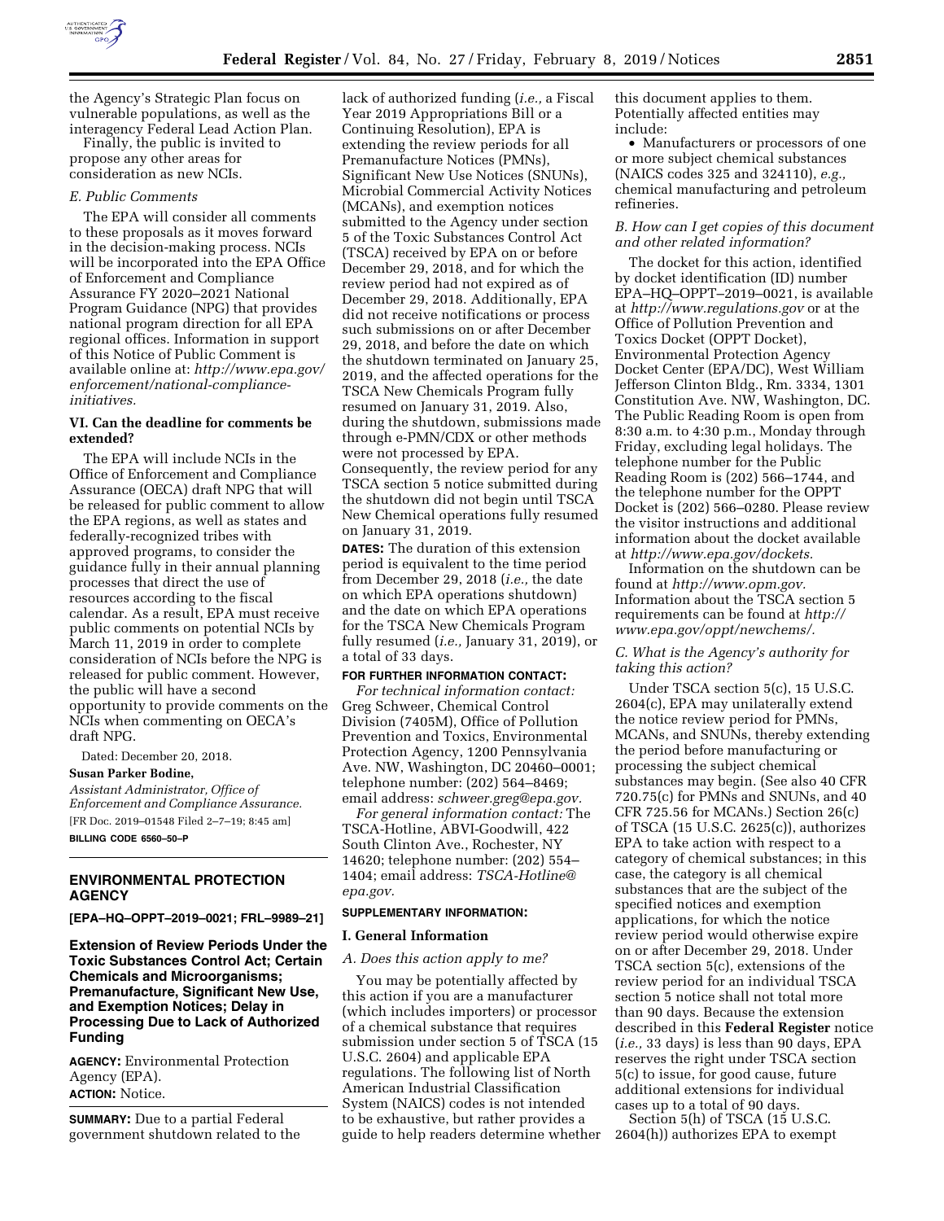the Agency's Strategic Plan focus on vulnerable populations, as well as the interagency Federal Lead Action Plan.

Finally, the public is invited to propose any other areas for consideration as new NCIs.

### E. Public Comments

The EPA will consider all comments to these proposals as it moves forward in the decision-making process. NCIs will be incorporated into the EPA Office of Enforcement and Compliance Assurance FY 2020–2021 National Program Guidance (NPG) that provides national program direction for all EPA regional offices. Information in support of this Notice of Public Comment is available online at: *http://www.epa.gov/enforcement/national-compliance-initiatives.*

### VI. Can the deadline for comments be extended?

The EPA will include NCIs in the Office of Enforcement and Compliance Assurance (OECA) draft NPG that will be released for public comment to allow the EPA regions, as well as states and federally-recognized tribes with approved programs, to consider the guidance fully in their annual planning processes that direct the use of resources according to the fiscal calendar. As a result, EPA must receive public comments on potential NCIs by March 11, 2019 in order to complete consideration of NCIs before the NPG is released for public comment. However, the public will have a second opportunity to provide comments on the NCIs when commenting on OECA's draft NPG.

Dated: December 20, 2018.

**Susan Parker Bodine,**

*Assistant Administrator, Office of Enforcement and Compliance Assurance.*

[FR Doc. 2019–01548 Filed 2–7–19; 8:45 am]

**BILLING CODE 6560–50–P**

---

## ENVIRONMENTAL PROTECTION AGENCY

**[EPA–HQ–OPPT–2019–0021; FRL–9989–21]**

## Extension of Review Periods Under the Toxic Substances Control Act; Certain Chemicals and Microorganisms; Premanufacture, Significant New Use, and Exemption Notices; Delay in Processing Due to Lack of Authorized Funding

**AGENCY:** Environmental Protection Agency (EPA).

**ACTION:** Notice.

**SUMMARY:** Due to a partial Federal government shutdown related to the lack of authorized funding (*i.e.,* a Fiscal Year 2019 Appropriations Bill or a Continuing Resolution), EPA is extending the review periods for all Premanufacture Notices (PMNs), Significant New Use Notices (SNUNs), Microbial Commercial Activity Notices (MCANs), and exemption notices submitted to the Agency under section 5 of the Toxic Substances Control Act (TSCA) received by EPA on or before December 29, 2018, and for which the review period had not expired as of December 29, 2018. Additionally, EPA did not receive notifications or process such submissions on or after December 29, 2018, and before the date on which the shutdown terminated on January 25, 2019, and the affected operations for the TSCA New Chemicals Program fully resumed on January 31, 2019. Also, during the shutdown, submissions made through e-PMN/CDX or other methods were not processed by EPA. Consequently, the review period for any TSCA section 5 notice submitted during the shutdown did not begin until TSCA New Chemical operations fully resumed on January 31, 2019.

**DATES:** The duration of this extension period is equivalent to the time period from December 29, 2018 (*i.e.,* the date on which EPA operations shutdown) and the date on which EPA operations for the TSCA New Chemicals Program fully resumed (*i.e.,* January 31, 2019), or a total of 33 days.

**FOR FURTHER INFORMATION CONTACT:**

*For technical information contact:* Greg Schweer, Chemical Control Division (7405M), Office of Pollution Prevention and Toxics, Environmental Protection Agency, 1200 Pennsylvania Ave. NW, Washington, DC 20460–0001; telephone number: (202) 564–8469; email address: *schweer.greg@epa.gov.*

*For general information contact:* The TSCA-Hotline, ABVI-Goodwill, 422 South Clinton Ave., Rochester, NY 14620; telephone number: (202) 554–1404; email address: *TSCA-Hotline@epa.gov.*

**SUPPLEMENTARY INFORMATION:**

### I. General Information

#### A. Does this action apply to me?

You may be potentially affected by this action if you are a manufacturer (which includes importers) or processor of a chemical substance that requires submission under section 5 of TSCA (15 U.S.C. 2604) and applicable EPA regulations. The following list of North American Industrial Classification System (NAICS) codes is not intended to be exhaustive, but rather provides a guide to help readers determine whether this document applies to them. Potentially affected entities may include:

- Manufacturers or processors of one or more subject chemical substances (NAICS codes 325 and 324110), *e.g.,* chemical manufacturing and petroleum refineries.

#### B. How can I get copies of this document and other related information?

The docket for this action, identified by docket identification (ID) number EPA–HQ–OPPT–2019–0021, is available at *http://www.regulations.gov* or at the Office of Pollution Prevention and Toxics Docket (OPPT Docket), Environmental Protection Agency Docket Center (EPA/DC), West William Jefferson Clinton Bldg., Rm. 3334, 1301 Constitution Ave. NW, Washington, DC. The Public Reading Room is open from 8:30 a.m. to 4:30 p.m., Monday through Friday, excluding legal holidays. The telephone number for the Public Reading Room is (202) 566–1744, and the telephone number for the OPPT Docket is (202) 566–0280. Please review the visitor instructions and additional information about the docket available at *http://www.epa.gov/dockets.*

Information on the shutdown can be found at *http://www.opm.gov.* Information about the TSCA section 5 requirements can be found at *http://www.epa.gov/oppt/newchems/.*

#### C. What is the Agency's authority for taking this action?

Under TSCA section 5(c), 15 U.S.C. 2604(c), EPA may unilaterally extend the notice review period for PMNs, MCANs, and SNUNs, thereby extending the period before manufacturing or processing the subject chemical substances may begin. (See also 40 CFR 720.75(c) for PMNs and SNUNs, and 40 CFR 725.56 for MCANs.) Section 26(c) of TSCA (15 U.S.C. 2625(c)), authorizes EPA to take action with respect to a category of chemical substances; in this case, the category is all chemical substances that are the subject of the specified notices and exemption applications, for which the notice review period would otherwise expire on or after December 29, 2018. Under TSCA section 5(c), extensions of the review period for an individual TSCA section 5 notice shall not total more than 90 days. Because the extension described in this **Federal Register** notice (*i.e.,* 33 days) is less than 90 days, EPA reserves the right under TSCA section 5(c) to issue, for good cause, future additional extensions for individual cases up to a total of 90 days.

Section 5(h) of TSCA (15 U.S.C. 2604(h)) authorizes EPA to exempt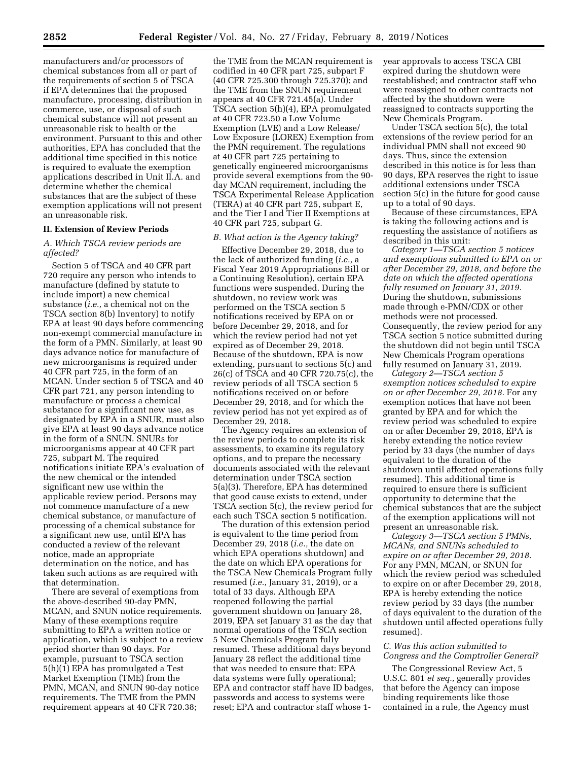manufacturers and/or processors of chemical substances from all or part of the requirements of section 5 of TSCA if EPA determines that the proposed manufacture, processing, distribution in commerce, use, or disposal of such chemical substance will not present an unreasonable risk to health or the environment. Pursuant to this and other authorities, EPA has concluded that the additional time specified in this notice is required to evaluate the exemption applications described in Unit II.A. and determine whether the chemical substances that are the subject of these exemption applications will not present an unreasonable risk.

## II. Extension of Review Periods

### A. Which TSCA review periods are affected?

Section 5 of TSCA and 40 CFR part 720 require any person who intends to manufacture (defined by statute to include import) a new chemical substance (*i.e.,* a chemical not on the TSCA section 8(b) Inventory) to notify EPA at least 90 days before commencing non-exempt commercial manufacture in the form of a PMN. Similarly, at least 90 days advance notice for manufacture of new microorganisms is required under 40 CFR part 725, in the form of an MCAN. Under section 5 of TSCA and 40 CFR part 721, any person intending to manufacture or process a chemical substance for a significant new use, as designated by EPA in a SNUR, must also give EPA at least 90 days advance notice in the form of a SNUN. SNURs for microorganisms appear at 40 CFR part 725, subpart M. The required notifications initiate EPA's evaluation of the new chemical or the intended significant new use within the applicable review period. Persons may not commence manufacture of a new chemical substance, or manufacture of processing of a chemical substance for a significant new use, until EPA has conducted a review of the relevant notice, made an appropriate determination on the notice, and has taken such actions as are required with that determination.

There are several of exemptions from the above-described 90-day PMN, MCAN, and SNUN notice requirements. Many of these exemptions require submitting to EPA a written notice or application, which is subject to a review period shorter than 90 days. For example, pursuant to TSCA section 5(h)(1) EPA has promulgated a Test Market Exemption (TME) from the PMN, MCAN, and SNUN 90-day notice requirements. The TME from the PMN requirement appears at 40 CFR 720.38; the TME from the MCAN requirement is codified in 40 CFR part 725, subpart F (40 CFR 725.300 through 725.370); and the TME from the SNUN requirement appears at 40 CFR 721.45(a). Under TSCA section 5(h)(4), EPA promulgated at 40 CFR 723.50 a Low Volume Exemption (LVE) and a Low Release/ Low Exposure (LOREX) Exemption from the PMN requirement. The regulations at 40 CFR part 725 pertaining to genetically engineered microorganisms provide several exemptions from the 90-day MCAN requirement, including the TSCA Experimental Release Application (TERA) at 40 CFR part 725, subpart E, and the Tier I and Tier II Exemptions at 40 CFR part 725, subpart G.

### B. What action is the Agency taking?

Effective December 29, 2018, due to the lack of authorized funding (*i.e.,* a Fiscal Year 2019 Appropriations Bill or a Continuing Resolution), certain EPA functions were suspended. During the shutdown, no review work was performed on the TSCA section 5 notifications received by EPA on or before December 29, 2018, and for which the review period had not yet expired as of December 29, 2018. Because of the shutdown, EPA is now extending, pursuant to sections 5(c) and 26(c) of TSCA and 40 CFR 720.75(c), the review periods of all TSCA section 5 notifications received on or before December 29, 2018, and for which the review period has not yet expired as of December 29, 2018.

The Agency requires an extension of the review periods to complete its risk assessments, to examine its regulatory options, and to prepare the necessary documents associated with the relevant determination under TSCA section 5(a)(3). Therefore, EPA has determined that good cause exists to extend, under TSCA section 5(c), the review period for each such TSCA section 5 notification.

The duration of this extension period is equivalent to the time period from December 29, 2018 (*i.e.,* the date on which EPA operations shutdown) and the date on which EPA operations for the TSCA New Chemicals Program fully resumed (*i.e.,* January 31, 2019), or a total of 33 days. Although EPA reopened following the partial government shutdown on January 28, 2019, EPA set January 31 as the day that normal operations of the TSCA section 5 New Chemicals Program fully resumed. These additional days beyond January 28 reflect the additional time that was needed to ensure that: EPA data systems were fully operational; EPA and contractor staff have ID badges, passwords and access to systems were reset; EPA and contractor staff whose 1-year approvals to access TSCA CBI expired during the shutdown were reestablished; and contractor staff who were reassigned to other contracts not affected by the shutdown were reassigned to contracts supporting the New Chemicals Program.

Under TSCA section 5(c), the total extensions of the review period for an individual PMN shall not exceed 90 days. Thus, since the extension described in this notice is for less than 90 days, EPA reserves the right to issue additional extensions under TSCA section 5(c) in the future for good cause up to a total of 90 days.

Because of these circumstances, EPA is taking the following actions and is requesting the assistance of notifiers as described in this unit:

*Category 1—TSCA section 5 notices and exemptions submitted to EPA on or after December 29, 2018, and before the date on which the affected operations fully resumed on January 31, 2019.* During the shutdown, submissions made through e-PMN/CDX or other methods were not processed. Consequently, the review period for any TSCA section 5 notice submitted during the shutdown did not begin until TSCA New Chemicals Program operations fully resumed on January 31, 2019.

*Category 2—TSCA section 5 exemption notices scheduled to expire on or after December 29, 2018.* For any exemption notices that have not been granted by EPA and for which the review period was scheduled to expire on or after December 29, 2018, EPA is hereby extending the notice review period by 33 days (the number of days equivalent to the duration of the shutdown until affected operations fully resumed). This additional time is required to ensure there is sufficient opportunity to determine that the chemical substances that are the subject of the exemption applications will not present an unreasonable risk.

*Category 3—TSCA section 5 PMNs, MCANs, and SNUNs scheduled to expire on or after December 29, 2018.* For any PMN, MCAN, or SNUN for which the review period was scheduled to expire on or after December 29, 2018, EPA is hereby extending the notice review period by 33 days (the number of days equivalent to the duration of the shutdown until affected operations fully resumed).

### C. Was this action submitted to Congress and the Comptroller General?

The Congressional Review Act, 5 U.S.C. 801 *et seq.,* generally provides that before the Agency can impose binding requirements like those contained in a rule, the Agency must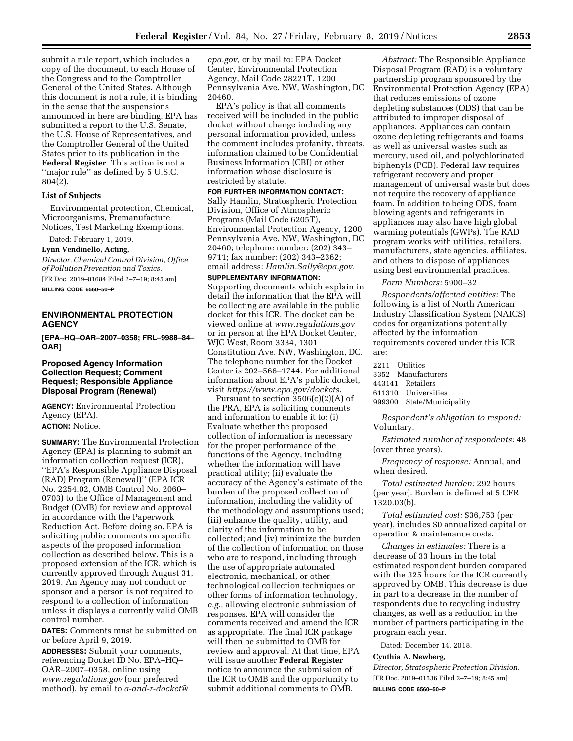submit a rule report, which includes a copy of the document, to each House of the Congress and to the Comptroller General of the United States. Although this document is not a rule, it is binding in the sense that the suspensions announced in here are binding. EPA has submitted a report to the U.S. Senate, the U.S. House of Representatives, and the Comptroller General of the United States prior to its publication in the **Federal Register**. This action is not a ''major rule'' as defined by 5 U.S.C. 804(2).

### List of Subjects

Environmental protection, Chemical, Microorganisms, Premanufacture Notices, Test Marketing Exemptions.

Dated: February 1, 2019.

**Lynn Vendinello, Acting,**

*Director, Chemical Control Division, Office of Pollution Prevention and Toxics.*

[FR Doc. 2019–01684 Filed 2–7–19; 8:45 am]

**BILLING CODE 6560–50–P**

---

## ENVIRONMENTAL PROTECTION AGENCY

**[EPA–HQ–OAR–2007–0358; FRL–9988–84–OAR]**

### Proposed Agency Information Collection Request; Comment Request; Responsible Appliance Disposal Program (Renewal)

**AGENCY:** Environmental Protection Agency (EPA).

**ACTION:** Notice.

**SUMMARY:** The Environmental Protection Agency (EPA) is planning to submit an information collection request (ICR), ''EPA's Responsible Appliance Disposal (RAD) Program (Renewal)'' (EPA ICR No. 2254.02, OMB Control No. 2060–0703) to the Office of Management and Budget (OMB) for review and approval in accordance with the Paperwork Reduction Act. Before doing so, EPA is soliciting public comments on specific aspects of the proposed information collection as described below. This is a proposed extension of the ICR, which is currently approved through August 31, 2019. An Agency may not conduct or sponsor and a person is not required to respond to a collection of information unless it displays a currently valid OMB control number.

**DATES:** Comments must be submitted on or before April 9, 2019.

**ADDRESSES:** Submit your comments, referencing Docket ID No. EPA–HQ–OAR–2007–0358, online using *www.regulations.gov* (our preferred method), by email to *a-and-r-docket@epa.gov,* or by mail to: EPA Docket Center, Environmental Protection Agency, Mail Code 28221T, 1200 Pennsylvania Ave. NW, Washington, DC 20460.

EPA's policy is that all comments received will be included in the public docket without change including any personal information provided, unless the comment includes profanity, threats, information claimed to be Confidential Business Information (CBI) or other information whose disclosure is restricted by statute.

**FOR FURTHER INFORMATION CONTACT:** Sally Hamlin, Stratospheric Protection Division, Office of Atmospheric Programs (Mail Code 6205T), Environmental Protection Agency, 1200 Pennsylvania Ave. NW, Washington, DC 20460; telephone number: (202) 343–9711; fax number: (202) 343–2362; email address: *Hamlin.Sally@epa.gov.*

**SUPPLEMENTARY INFORMATION:** Supporting documents which explain in detail the information that the EPA will be collecting are available in the public docket for this ICR. The docket can be viewed online at *www.regulations.gov* or in person at the EPA Docket Center, WJC West, Room 3334, 1301 Constitution Ave. NW, Washington, DC. The telephone number for the Docket Center is 202–566–1744. For additional information about EPA's public docket, visit *https://www.epa.gov/dockets.*

Pursuant to section 3506(c)(2)(A) of the PRA, EPA is soliciting comments and information to enable it to: (i) Evaluate whether the proposed collection of information is necessary for the proper performance of the functions of the Agency, including whether the information will have practical utility; (ii) evaluate the accuracy of the Agency's estimate of the burden of the proposed collection of information, including the validity of the methodology and assumptions used; (iii) enhance the quality, utility, and clarity of the information to be collected; and (iv) minimize the burden of the collection of information on those who are to respond, including through the use of appropriate automated electronic, mechanical, or other technological collection techniques or other forms of information technology, *e.g.,* allowing electronic submission of responses. EPA will consider the comments received and amend the ICR as appropriate. The final ICR package will then be submitted to OMB for review and approval. At that time, EPA will issue another **Federal Register** notice to announce the submission of the ICR to OMB and the opportunity to submit additional comments to OMB.

*Abstract:* The Responsible Appliance Disposal Program (RAD) is a voluntary partnership program sponsored by the Environmental Protection Agency (EPA) that reduces emissions of ozone depleting substances (ODS) that can be attributed to improper disposal of appliances. Appliances can contain ozone depleting refrigerants and foams as well as universal wastes such as mercury, used oil, and polychlorinated biphenyls (PCB). Federal law requires refrigerant recovery and proper management of universal waste but does not require the recovery of appliance foam. In addition to being ODS, foam blowing agents and refrigerants in appliances may also have high global warming potentials (GWPs). The RAD program works with utilities, retailers, manufacturers, state agencies, affiliates, and others to dispose of appliances using best environmental practices.

*Form Numbers:* 5900–32

*Respondents/affected entities:* The following is a list of North American Industry Classification System (NAICS) codes for organizations potentially affected by the information requirements covered under this ICR are:

2211 Utilities
3352 Manufacturers
443141 Retailers
611310 Universities
999300 State/Municipality

*Respondent's obligation to respond:* Voluntary.

*Estimated number of respondents:* 48 (over three years).

*Frequency of response:* Annual, and when desired.

*Total estimated burden:* 292 hours (per year). Burden is defined at 5 CFR 1320.03(b).

*Total estimated cost:* $36,753 (per year), includes $0 annualized capital or operation & maintenance costs.

*Changes in estimates:* There is a decrease of 33 hours in the total estimated respondent burden compared with the 325 hours for the ICR currently approved by OMB. This decrease is due in part to a decrease in the number of respondents due to recycling industry changes, as well as a reduction in the number of partners participating in the program each year.

Dated: December 14, 2018.

**Cynthia A. Newberg,**

*Director, Stratospheric Protection Division.*

[FR Doc. 2019–01536 Filed 2–7–19; 8:45 am]

**BILLING CODE 6560–50–P**